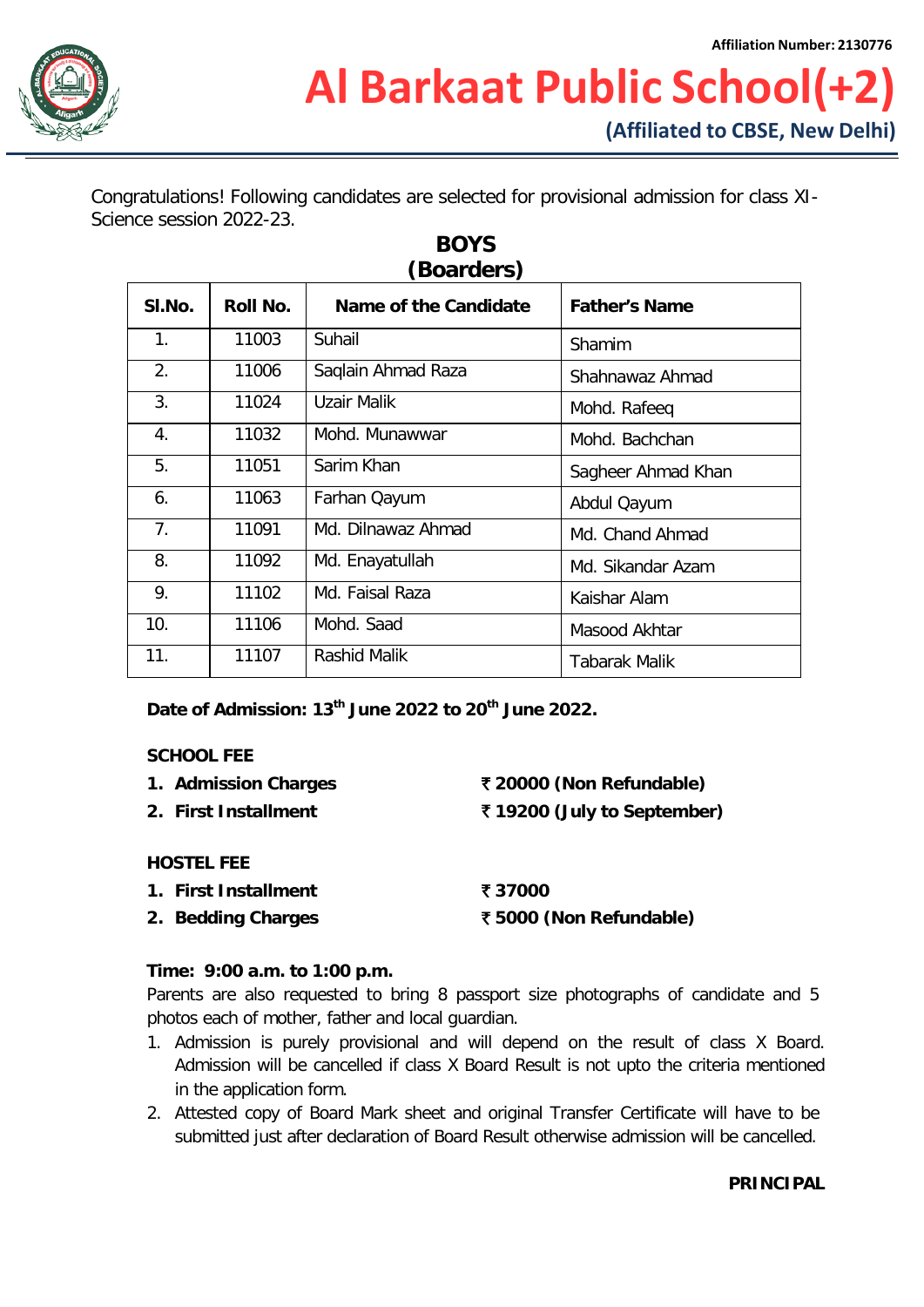Affiliation Number: 2130776

# Al Barkaat Public School(+2)

**(Affiliated to CBSE, New Delhi)**

Congratulations! Following candidates are selected for provisional admission for class XI-Science session 2022-23.

## BOYS (Boarders)

| Sl.No. | Roll No. | Name of the Candidate | Father's Name |
|---|---|---|---|
| 1. | 11003 | Suhail | Shamim |
| 2. | 11006 | Saqlain Ahmad Raza | Shahnawaz Ahmad |
| 3. | 11024 | Uzair Malik | Mohd. Rafeeq |
| 4. | 11032 | Mohd. Munawwar | Mohd. Bachchan |
| 5. | 11051 | Sarim Khan | Sagheer Ahmad Khan |
| 6. | 11063 | Farhan Qayum | Abdul Qayum |
| 7. | 11091 | Md. Dilnawaz Ahmad | Md. Chand Ahmad |
| 8. | 11092 | Md. Enayatullah | Md. Sikandar Azam |
| 9. | 11102 | Md. Faisal Raza | Kaishar Alam |
| 10. | 11106 | Mohd. Saad | Masood Akhtar |
| 11. | 11107 | Rashid Malik | Tabarak Malik |

**Date of Admission: 13th June 2022 to 20th June 2022.**

**SCHOOL FEE**

1. **Admission Charges** — **₹ 20000 (Non Refundable)**
2. **First Installment** — **₹ 19200 (July to September)**

**HOSTEL FEE**

1. **First Installment** — **₹ 37000**
2. **Bedding Charges** — **₹ 5000 (Non Refundable)**

**Time: 9:00 a.m. to 1:00 p.m.**

Parents are also requested to bring 8 passport size photographs of candidate and 5 photos each of mother, father and local guardian.

1. Admission is purely provisional and will depend on the result of class X Board. Admission will be cancelled if class X Board Result is not upto the criteria mentioned in the application form.
2. Attested copy of Board Mark sheet and original Transfer Certificate will have to be submitted just after declaration of Board Result otherwise admission will be cancelled.

**PRINCIPAL**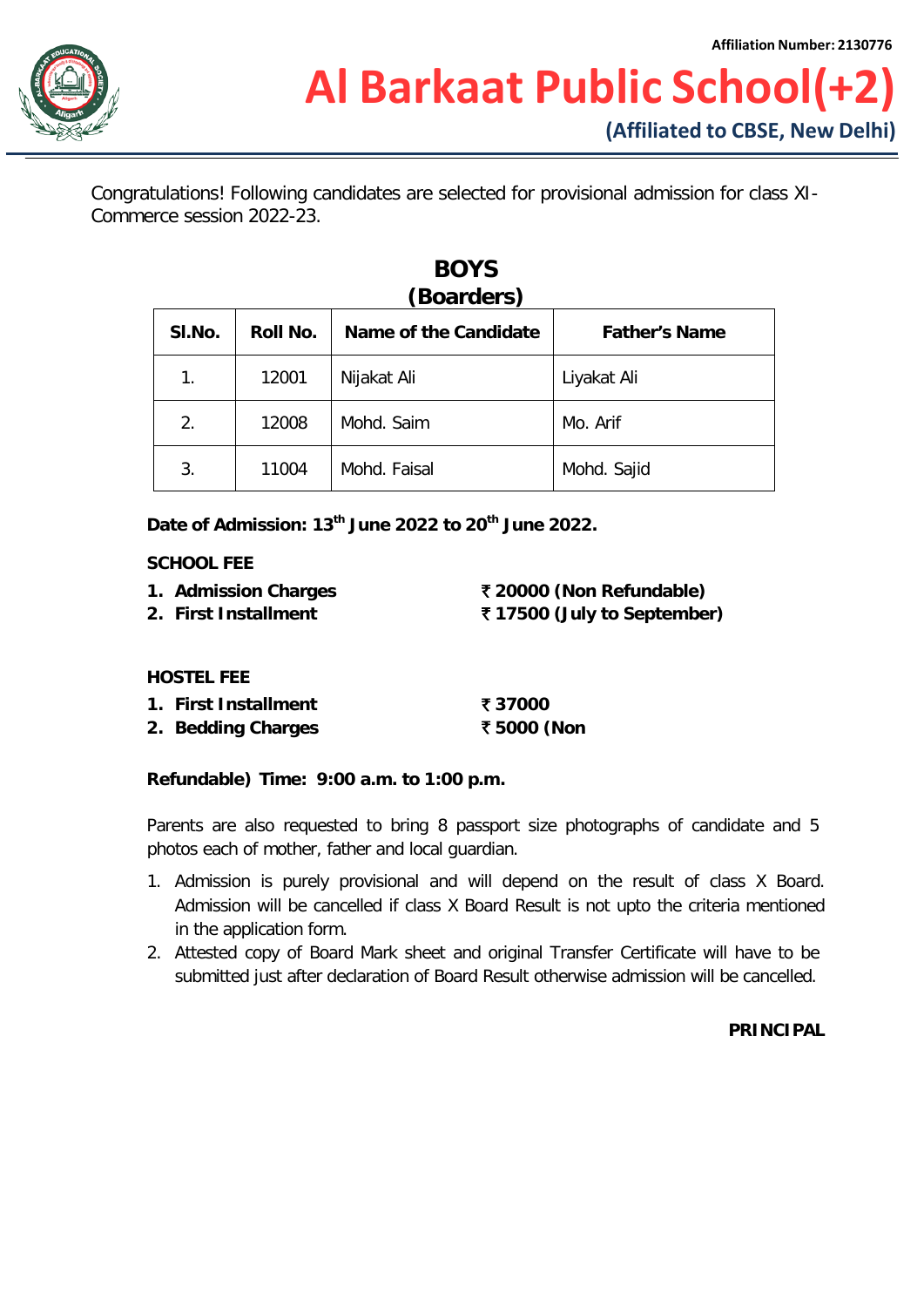Affiliation Number: 2130776

# Al Barkaat Public School(+2)

**(Affiliated to CBSE, New Delhi)**

Congratulations! Following candidates are selected for provisional admission for class XI-Commerce session 2022-23.

## BOYS
## (Boarders)

| Sl.No. | Roll No. | Name of the Candidate | Father's Name |
|---|---|---|---|
| 1. | 12001 | Nijakat Ali | Liyakat Ali |
| 2. | 12008 | Mohd. Saim | Mo. Arif |
| 3. | 11004 | Mohd. Faisal | Mohd. Sajid |

**Date of Admission: 13th June 2022 to 20th June 2022.**

**SCHOOL FEE**

1. **Admission Charges** ₹ **20000 (Non Refundable)**
2. **First Installment** ₹ **17500 (July to September)**

**HOSTEL FEE**

1. **First Installment** ₹ **37000**
2. **Bedding Charges** ₹ **5000 (Non**

**Refundable) Time: 9:00 a.m. to 1:00 p.m.**

Parents are also requested to bring 8 passport size photographs of candidate and 5 photos each of mother, father and local guardian.

1. Admission is purely provisional and will depend on the result of class X Board. Admission will be cancelled if class X Board Result is not upto the criteria mentioned in the application form.
2. Attested copy of Board Mark sheet and original Transfer Certificate will have to be submitted just after declaration of Board Result otherwise admission will be cancelled.

**PRINCIPAL**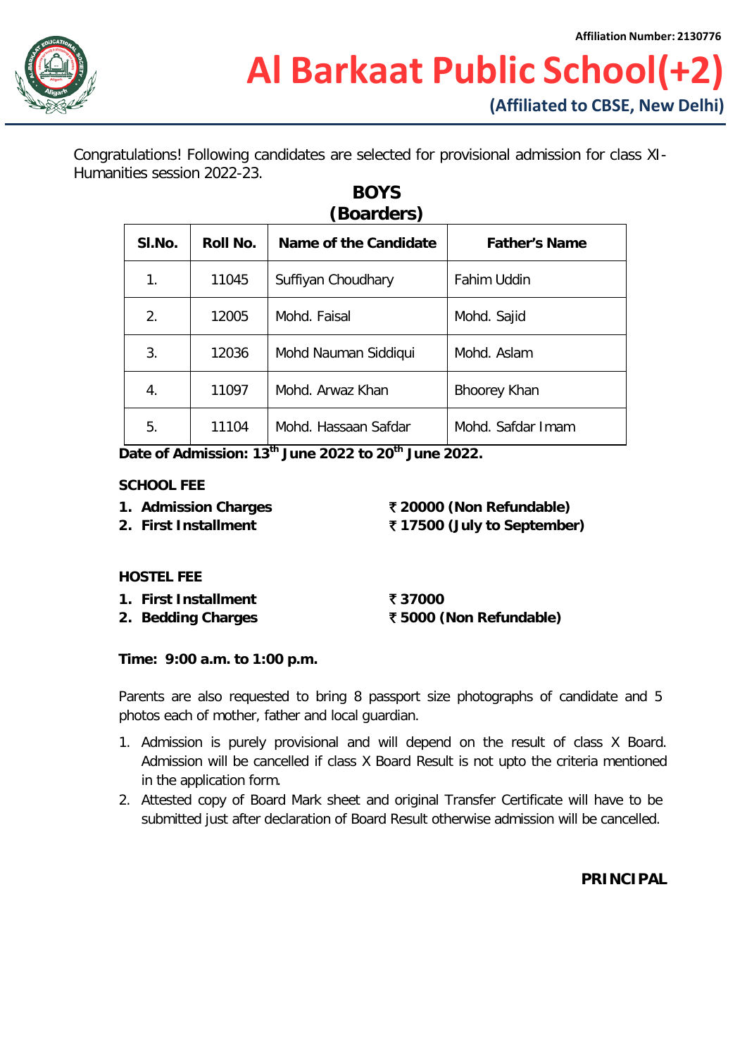Affiliation Number: 2130776

# Al Barkaat Public School(+2)

**(Affiliated to CBSE, New Delhi)**

Congratulations! Following candidates are selected for provisional admission for class XI-Humanities session 2022-23.

## BOYS
## (Boarders)

| Sl.No. | Roll No. | Name of the Candidate | Father's Name |
|---|---|---|---|
| 1. | 11045 | Suffiyan Choudhary | Fahim Uddin |
| 2. | 12005 | Mohd. Faisal | Mohd. Sajid |
| 3. | 12036 | Mohd Nauman Siddiqui | Mohd. Aslam |
| 4. | 11097 | Mohd. Arwaz Khan | Bhoorey Khan |
| 5. | 11104 | Mohd. Hassaan Safdar | Mohd. Safdar Imam |

**Date of Admission: 13th June 2022 to 20th June 2022.**

**SCHOOL FEE**

1. **Admission Charges** — **₹ 20000 (Non Refundable)**
2. **First Installment** — **₹ 17500 (July to September)**

**HOSTEL FEE**

1. **First Installment** — **₹ 37000**
2. **Bedding Charges** — **₹ 5000 (Non Refundable)**

**Time: 9:00 a.m. to 1:00 p.m.**

Parents are also requested to bring 8 passport size photographs of candidate and 5 photos each of mother, father and local guardian.

1. Admission is purely provisional and will depend on the result of class X Board. Admission will be cancelled if class X Board Result is not upto the criteria mentioned in the application form.
2. Attested copy of Board Mark sheet and original Transfer Certificate will have to be submitted just after declaration of Board Result otherwise admission will be cancelled.

**PRINCIPAL**